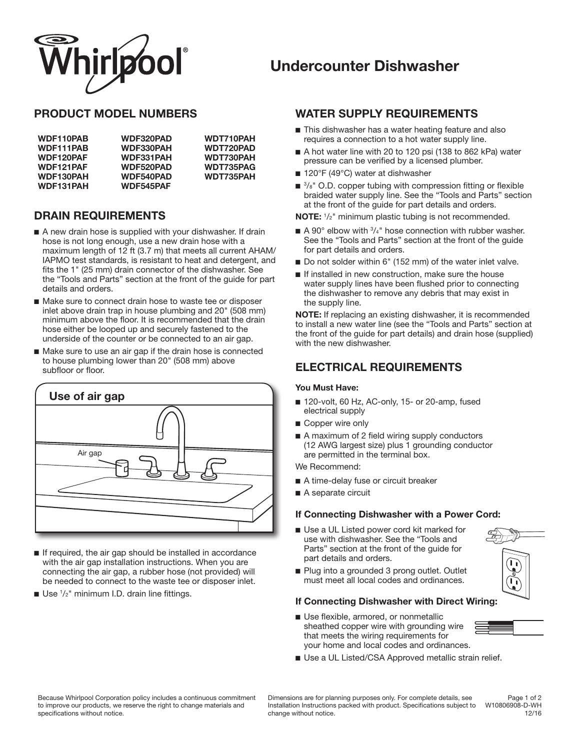# Undercounter Dishwasher

## PRODUCT MODEL NUMBERS

| | | |
|---|---|---|
| WDF110PAB | WDF320PAD | WDT710PAH |
| WDF111PAB | WDF330PAH | WDT720PAD |
| WDF120PAF | WDF331PAH | WDT730PAH |
| WDF121PAF | WDF520PAD | WDT735PAG |
| WDF130PAH | WDF540PAD | WDT735PAH |
| WDF131PAH | WDF545PAF | |

## DRAIN REQUIREMENTS

- A new drain hose is supplied with your dishwasher. If drain hose is not long enough, use a new drain hose with a maximum length of 12 ft (3.7 m) that meets all current AHAM/IAPMO test standards, is resistant to heat and detergent, and fits the 1" (25 mm) drain connector of the dishwasher. See the "Tools and Parts" section at the front of the guide for part details and orders.
- Make sure to connect drain hose to waste tee or disposer inlet above drain trap in house plumbing and 20" (508 mm) minimum above the floor. It is recommended that the drain hose either be looped up and securely fastened to the underside of the counter or be connected to an air gap.
- Make sure to use an air gap if the drain hose is connected to house plumbing lower than 20" (508 mm) above subfloor or floor.

**Use of air gap**

Air gap

- If required, the air gap should be installed in accordance with the air gap installation instructions. When you are connecting the air gap, a rubber hose (not provided) will be needed to connect to the waste tee or disposer inlet.
- Use 1/2" minimum I.D. drain line fittings.

## WATER SUPPLY REQUIREMENTS

- This dishwasher has a water heating feature and also requires a connection to a hot water supply line.
- A hot water line with 20 to 120 psi (138 to 862 kPa) water pressure can be verified by a licensed plumber.
- 120°F (49°C) water at dishwasher
- 3/8" O.D. copper tubing with compression fitting or flexible braided water supply line. See the "Tools and Parts" section at the front of the guide for part details and orders.

**NOTE:** 1/2" minimum plastic tubing is not recommended.

- A 90° elbow with 3/4" hose connection with rubber washer. See the "Tools and Parts" section at the front of the guide for part details and orders.
- Do not solder within 6" (152 mm) of the water inlet valve.
- If installed in new construction, make sure the house water supply lines have been flushed prior to connecting the dishwasher to remove any debris that may exist in the supply line.

**NOTE:** If replacing an existing dishwasher, it is recommended to install a new water line (see the "Tools and Parts" section at the front of the guide for part details) and drain hose (supplied) with the new dishwasher.

## ELECTRICAL REQUIREMENTS

**You Must Have:**

- 120-volt, 60 Hz, AC-only, 15- or 20-amp, fused electrical supply
- Copper wire only
- A maximum of 2 field wiring supply conductors (12 AWG largest size) plus 1 grounding conductor are permitted in the terminal box.

We Recommend:

- A time-delay fuse or circuit breaker
- A separate circuit

### If Connecting Dishwasher with a Power Cord:

- Use a UL Listed power cord kit marked for use with dishwasher. See the "Tools and Parts" section at the front of the guide for part details and orders.
- Plug into a grounded 3 prong outlet. Outlet must meet all local codes and ordinances.

### If Connecting Dishwasher with Direct Wiring:

- Use flexible, armored, or nonmetallic sheathed copper wire with grounding wire that meets the wiring requirements for your home and local codes and ordinances.
- Use a UL Listed/CSA Approved metallic strain relief.

Because Whirlpool Corporation policy includes a continuous commitment to improve our products, we reserve the right to change materials and specifications without notice.

Dimensions are for planning purposes only. For complete details, see Installation Instructions packed with product. Specifications subject to change without notice.

W10806908-D-WH
12/16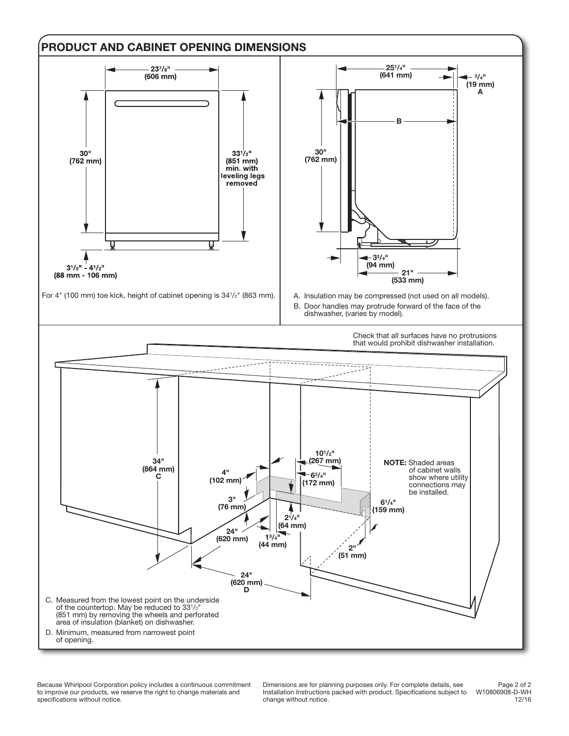## PRODUCT AND CABINET OPENING DIMENSIONS

23⁷/₈" (606 mm)

30" (762 mm)

33¹/₂" (851 mm) min. with leveling legs removed

3¹/₂" - 4¹/₂" (88 mm - 106 mm)

For 4" (100 mm) toe kick, height of cabinet opening is 34¹/₂" (863 mm).

25¹/₄" (641 mm)

³/₄" (19 mm) A

B

30" (762 mm)

3³/₄" (94 mm)

21" (533 mm)

A. Insulation may be compressed (not used on all models).

B. Door handles may protrude forward of the face of the dishwasher, (varies by model).

Check that all surfaces have no protrusions that would prohibit dishwasher installation.

34" (864 mm) C

4" (102 mm)

3" (76 mm)

24" (620 mm)

1³/₄" (44 mm)

2¹/₄" (64 mm)

10¹/₂" (267 mm)

6³/₄" (172 mm)

6¹/₄" (159 mm)

2" (51 mm)

24" (620 mm) D

**NOTE:** Shaded areas of cabinet walls show where utility connections may be installed.

C. Measured from the lowest point on the underside of the countertop. May be reduced to 33¹/₂" (851 mm) by removing the wheels and perforated area of insulation (blanket) on dishwasher.

D. Minimum, measured from narrowest point of opening.

Because Whirlpool Corporation policy includes a continuous commitment to improve our products, we reserve the right to change materials and specifications without notice.

Dimensions are for planning purposes only. For complete details, see Installation Instructions packed with product. Specifications subject to change without notice.

W10806908-D-WH
12/16